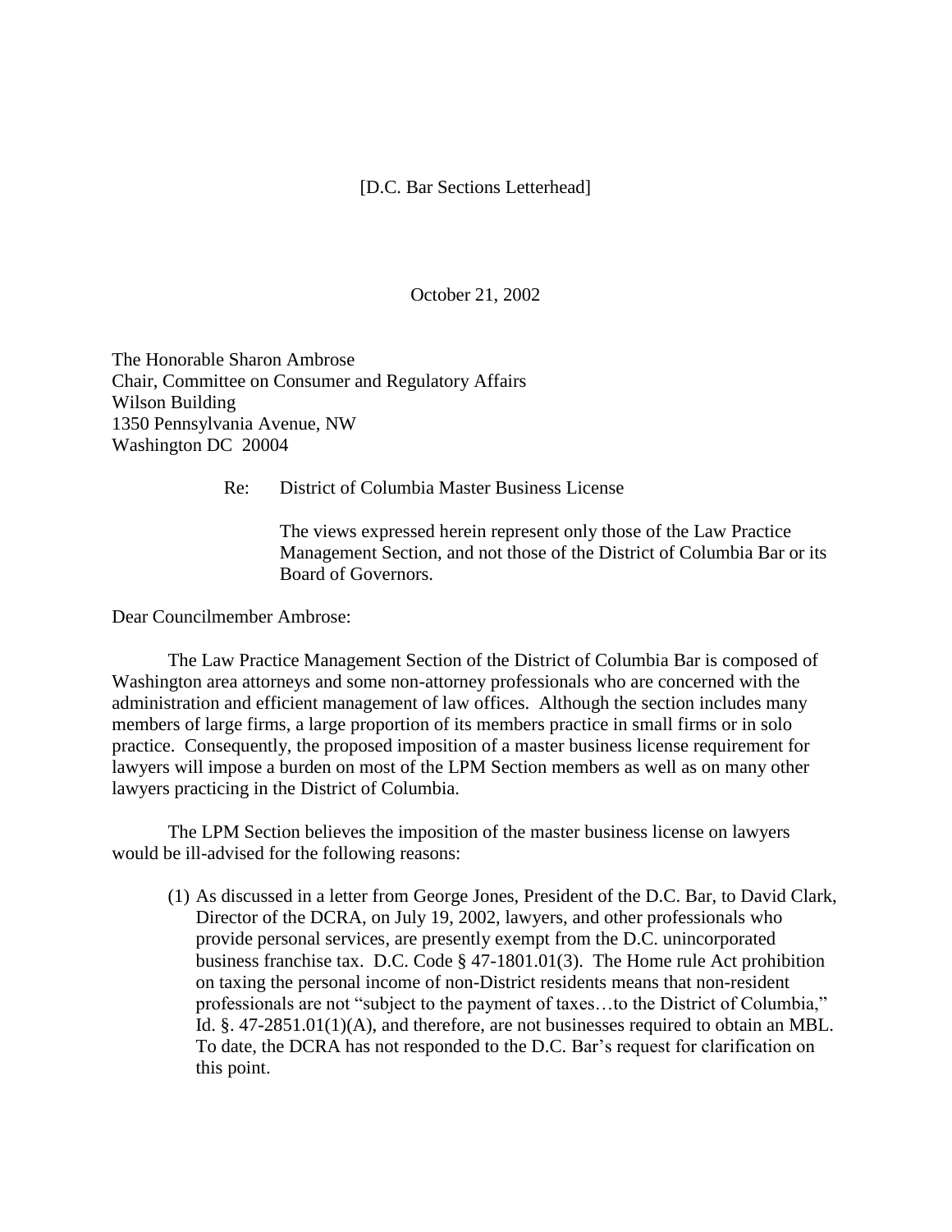[D.C. Bar Sections Letterhead]

October 21, 2002

The Honorable Sharon Ambrose
Chair, Committee on Consumer and Regulatory Affairs
Wilson Building
1350 Pennsylvania Avenue, NW
Washington DC 20004

Re: District of Columbia Master Business License

The views expressed herein represent only those of the Law Practice Management Section, and not those of the District of Columbia Bar or its Board of Governors.

Dear Councilmember Ambrose:

The Law Practice Management Section of the District of Columbia Bar is composed of Washington area attorneys and some non-attorney professionals who are concerned with the administration and efficient management of law offices. Although the section includes many members of large firms, a large proportion of its members practice in small firms or in solo practice. Consequently, the proposed imposition of a master business license requirement for lawyers will impose a burden on most of the LPM Section members as well as on many other lawyers practicing in the District of Columbia.

The LPM Section believes the imposition of the master business license on lawyers would be ill-advised for the following reasons:

(1) As discussed in a letter from George Jones, President of the D.C. Bar, to David Clark, Director of the DCRA, on July 19, 2002, lawyers, and other professionals who provide personal services, are presently exempt from the D.C. unincorporated business franchise tax. D.C. Code § 47-1801.01(3). The Home rule Act prohibition on taxing the personal income of non-District residents means that non-resident professionals are not "subject to the payment of taxes…to the District of Columbia," Id. §. 47-2851.01(1)(A), and therefore, are not businesses required to obtain an MBL. To date, the DCRA has not responded to the D.C. Bar's request for clarification on this point.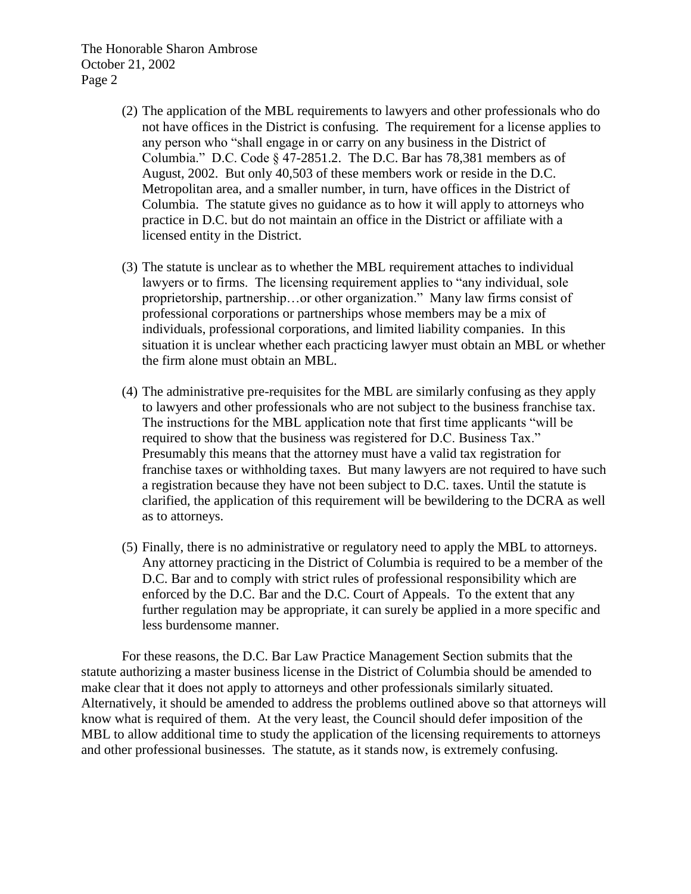(2) The application of the MBL requirements to lawyers and other professionals who do not have offices in the District is confusing. The requirement for a license applies to any person who "shall engage in or carry on any business in the District of Columbia." D.C. Code § 47-2851.2. The D.C. Bar has 78,381 members as of August, 2002. But only 40,503 of these members work or reside in the D.C. Metropolitan area, and a smaller number, in turn, have offices in the District of Columbia. The statute gives no guidance as to how it will apply to attorneys who practice in D.C. but do not maintain an office in the District or affiliate with a licensed entity in the District.

(3) The statute is unclear as to whether the MBL requirement attaches to individual lawyers or to firms. The licensing requirement applies to "any individual, sole proprietorship, partnership…or other organization." Many law firms consist of professional corporations or partnerships whose members may be a mix of individuals, professional corporations, and limited liability companies. In this situation it is unclear whether each practicing lawyer must obtain an MBL or whether the firm alone must obtain an MBL.

(4) The administrative pre-requisites for the MBL are similarly confusing as they apply to lawyers and other professionals who are not subject to the business franchise tax. The instructions for the MBL application note that first time applicants "will be required to show that the business was registered for D.C. Business Tax." Presumably this means that the attorney must have a valid tax registration for franchise taxes or withholding taxes. But many lawyers are not required to have such a registration because they have not been subject to D.C. taxes. Until the statute is clarified, the application of this requirement will be bewildering to the DCRA as well as to attorneys.

(5) Finally, there is no administrative or regulatory need to apply the MBL to attorneys. Any attorney practicing in the District of Columbia is required to be a member of the D.C. Bar and to comply with strict rules of professional responsibility which are enforced by the D.C. Bar and the D.C. Court of Appeals. To the extent that any further regulation may be appropriate, it can surely be applied in a more specific and less burdensome manner.

For these reasons, the D.C. Bar Law Practice Management Section submits that the statute authorizing a master business license in the District of Columbia should be amended to make clear that it does not apply to attorneys and other professionals similarly situated. Alternatively, it should be amended to address the problems outlined above so that attorneys will know what is required of them. At the very least, the Council should defer imposition of the MBL to allow additional time to study the application of the licensing requirements to attorneys and other professional businesses. The statute, as it stands now, is extremely confusing.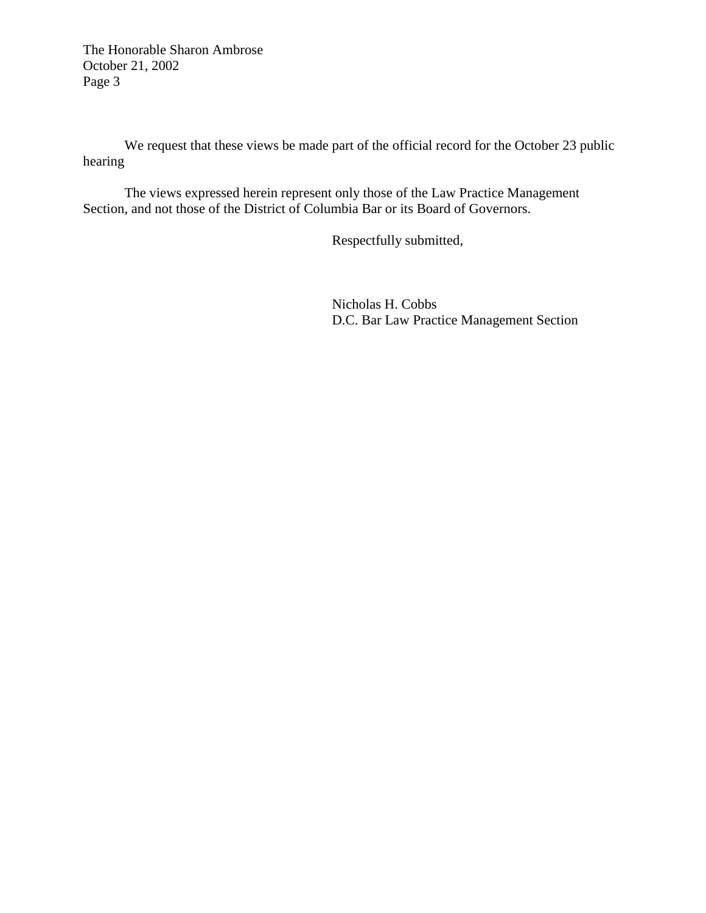We request that these views be made part of the official record for the October 23 public hearing

The views expressed herein represent only those of the Law Practice Management Section, and not those of the District of Columbia Bar or its Board of Governors.

Respectfully submitted,

Nicholas H. Cobbs
D.C. Bar Law Practice Management Section